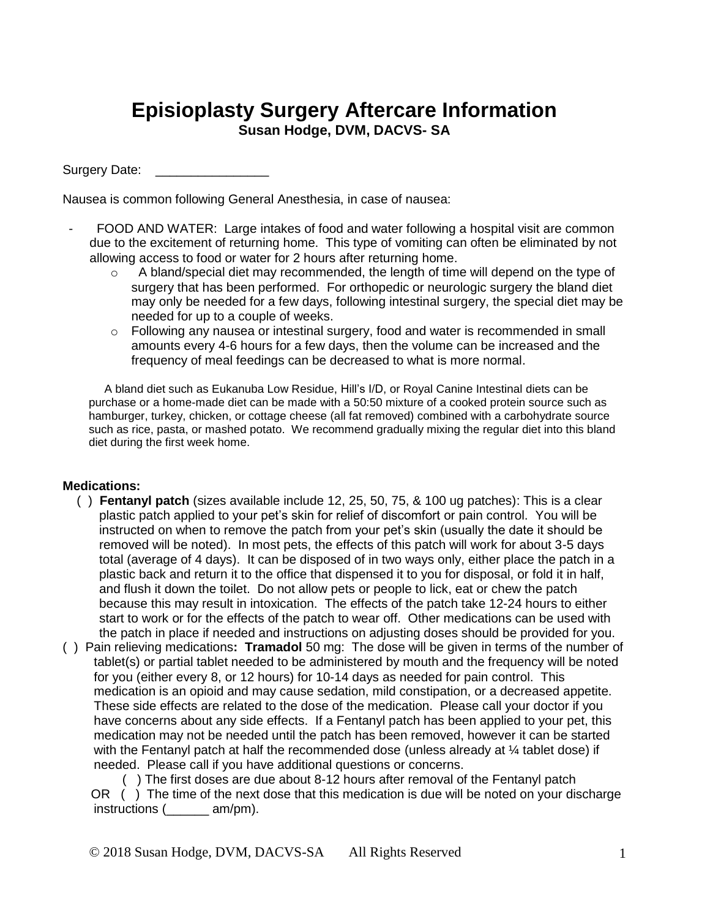# Episioplasty Surgery Aftercare Information

**Susan Hodge, DVM, DACVS- SA**

Surgery Date: ________________

Nausea is common following General Anesthesia, in case of nausea:

- FOOD AND WATER: Large intakes of food and water following a hospital visit are common due to the excitement of returning home. This type of vomiting can often be eliminated by not allowing access to food or water for 2 hours after returning home.
  - A bland/special diet may recommended, the length of time will depend on the type of surgery that has been performed. For orthopedic or neurologic surgery the bland diet may only be needed for a few days, following intestinal surgery, the special diet may be needed for up to a couple of weeks.
  - Following any nausea or intestinal surgery, food and water is recommended in small amounts every 4-6 hours for a few days, then the volume can be increased and the frequency of meal feedings can be decreased to what is more normal.

A bland diet such as Eukanuba Low Residue, Hill's I/D, or Royal Canine Intestinal diets can be purchase or a home-made diet can be made with a 50:50 mixture of a cooked protein source such as hamburger, turkey, chicken, or cottage cheese (all fat removed) combined with a carbohydrate source such as rice, pasta, or mashed potato. We recommend gradually mixing the regular diet into this bland diet during the first week home.

**Medications:**

( ) **Fentanyl patch** (sizes available include 12, 25, 50, 75, & 100 ug patches): This is a clear plastic patch applied to your pet's skin for relief of discomfort or pain control. You will be instructed on when to remove the patch from your pet's skin (usually the date it should be removed will be noted). In most pets, the effects of this patch will work for about 3-5 days total (average of 4 days). It can be disposed of in two ways only, either place the patch in a plastic back and return it to the office that dispensed it to you for disposal, or fold it in half, and flush it down the toilet. Do not allow pets or people to lick, eat or chew the patch because this may result in intoxication. The effects of the patch take 12-24 hours to either start to work or for the effects of the patch to wear off. Other medications can be used with the patch in place if needed and instructions on adjusting doses should be provided for you.

( ) Pain relieving medications**: Tramadol** 50 mg: The dose will be given in terms of the number of tablet(s) or partial tablet needed to be administered by mouth and the frequency will be noted for you (either every 8, or 12 hours) for 10-14 days as needed for pain control. This medication is an opioid and may cause sedation, mild constipation, or a decreased appetite. These side effects are related to the dose of the medication. Please call your doctor if you have concerns about any side effects. If a Fentanyl patch has been applied to your pet, this medication may not be needed until the patch has been removed, however it can be started with the Fentanyl patch at half the recommended dose (unless already at ¼ tablet dose) if needed. Please call if you have additional questions or concerns.

( ) The first doses are due about 8-12 hours after removal of the Fentanyl patch

OR ( ) The time of the next dose that this medication is due will be noted on your discharge instructions (______ am/pm).

© 2018 Susan Hodge, DVM, DACVS-SA All Rights Reserved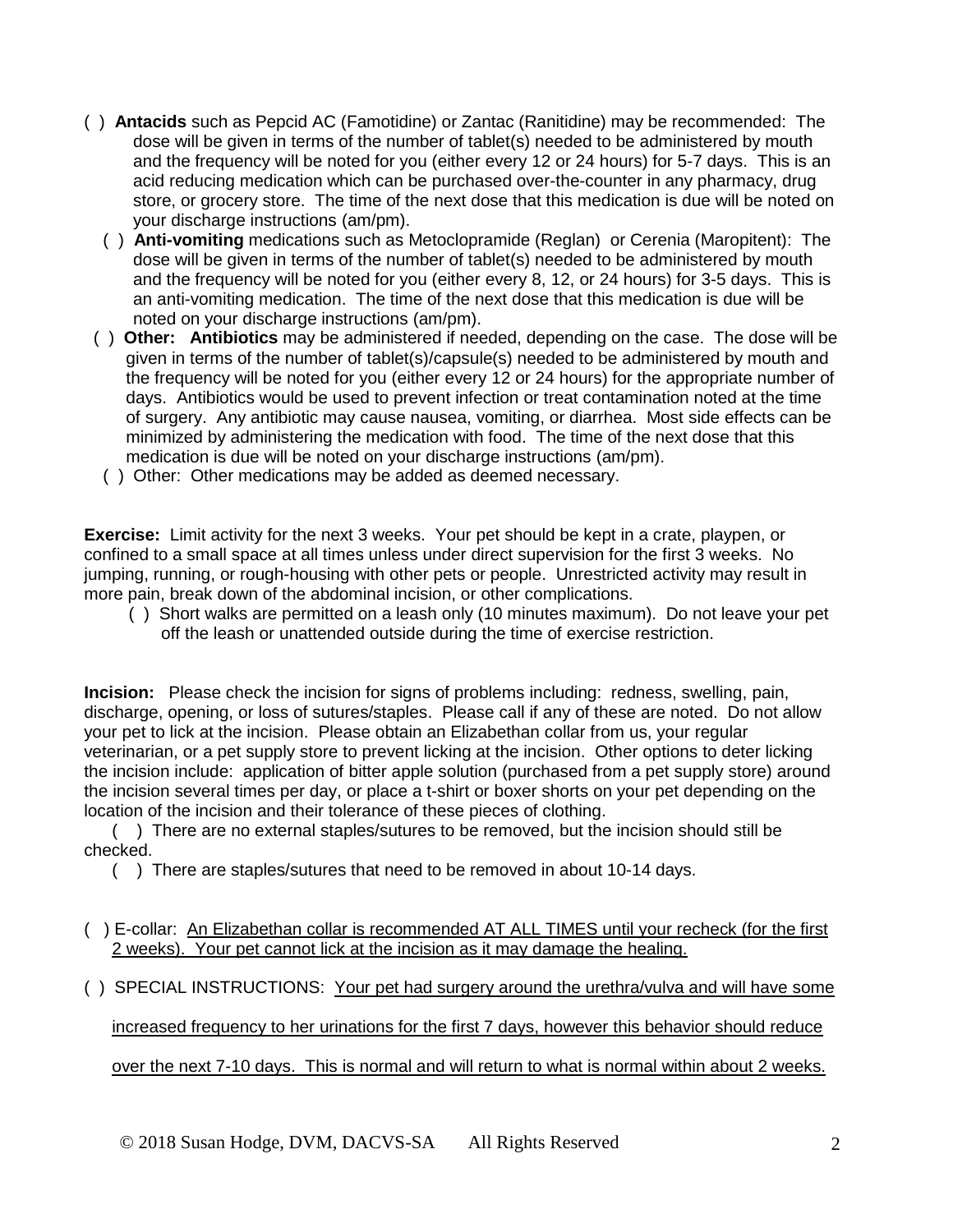( ) **Antacids** such as Pepcid AC (Famotidine) or Zantac (Ranitidine) may be recommended: The dose will be given in terms of the number of tablet(s) needed to be administered by mouth and the frequency will be noted for you (either every 12 or 24 hours) for 5-7 days. This is an acid reducing medication which can be purchased over-the-counter in any pharmacy, drug store, or grocery store. The time of the next dose that this medication is due will be noted on your discharge instructions (am/pm).

( ) **Anti-vomiting** medications such as Metoclopramide (Reglan) or Cerenia (Maropitent): The dose will be given in terms of the number of tablet(s) needed to be administered by mouth and the frequency will be noted for you (either every 8, 12, or 24 hours) for 3-5 days. This is an anti-vomiting medication. The time of the next dose that this medication is due will be noted on your discharge instructions (am/pm).

( ) **Other: Antibiotics** may be administered if needed, depending on the case. The dose will be given in terms of the number of tablet(s)/capsule(s) needed to be administered by mouth and the frequency will be noted for you (either every 12 or 24 hours) for the appropriate number of days. Antibiotics would be used to prevent infection or treat contamination noted at the time of surgery. Any antibiotic may cause nausea, vomiting, or diarrhea. Most side effects can be minimized by administering the medication with food. The time of the next dose that this medication is due will be noted on your discharge instructions (am/pm).

( ) Other: Other medications may be added as deemed necessary.

**Exercise:** Limit activity for the next 3 weeks. Your pet should be kept in a crate, playpen, or confined to a small space at all times unless under direct supervision for the first 3 weeks. No jumping, running, or rough-housing with other pets or people. Unrestricted activity may result in more pain, break down of the abdominal incision, or other complications.

( ) Short walks are permitted on a leash only (10 minutes maximum). Do not leave your pet off the leash or unattended outside during the time of exercise restriction.

**Incision:** Please check the incision for signs of problems including: redness, swelling, pain, discharge, opening, or loss of sutures/staples. Please call if any of these are noted. Do not allow your pet to lick at the incision. Please obtain an Elizabethan collar from us, your regular veterinarian, or a pet supply store to prevent licking at the incision. Other options to deter licking the incision include: application of bitter apple solution (purchased from a pet supply store) around the incision several times per day, or place a t-shirt or boxer shorts on your pet depending on the location of the incision and their tolerance of these pieces of clothing.

( ) There are no external staples/sutures to be removed, but the incision should still be checked.

( ) There are staples/sutures that need to be removed in about 10-14 days.

( ) E-collar: <u>An Elizabethan collar is recommended AT ALL TIMES until your recheck (for the first 2 weeks). Your pet cannot lick at the incision as it may damage the healing.</u>

( ) SPECIAL INSTRUCTIONS: <u>Your pet had surgery around the urethra/vulva and will have some increased frequency to her urinations for the first 7 days, however this behavior should reduce over the next 7-10 days. This is normal and will return to what is normal within about 2 weeks.</u>

© 2018 Susan Hodge, DVM, DACVS-SA All Rights Reserved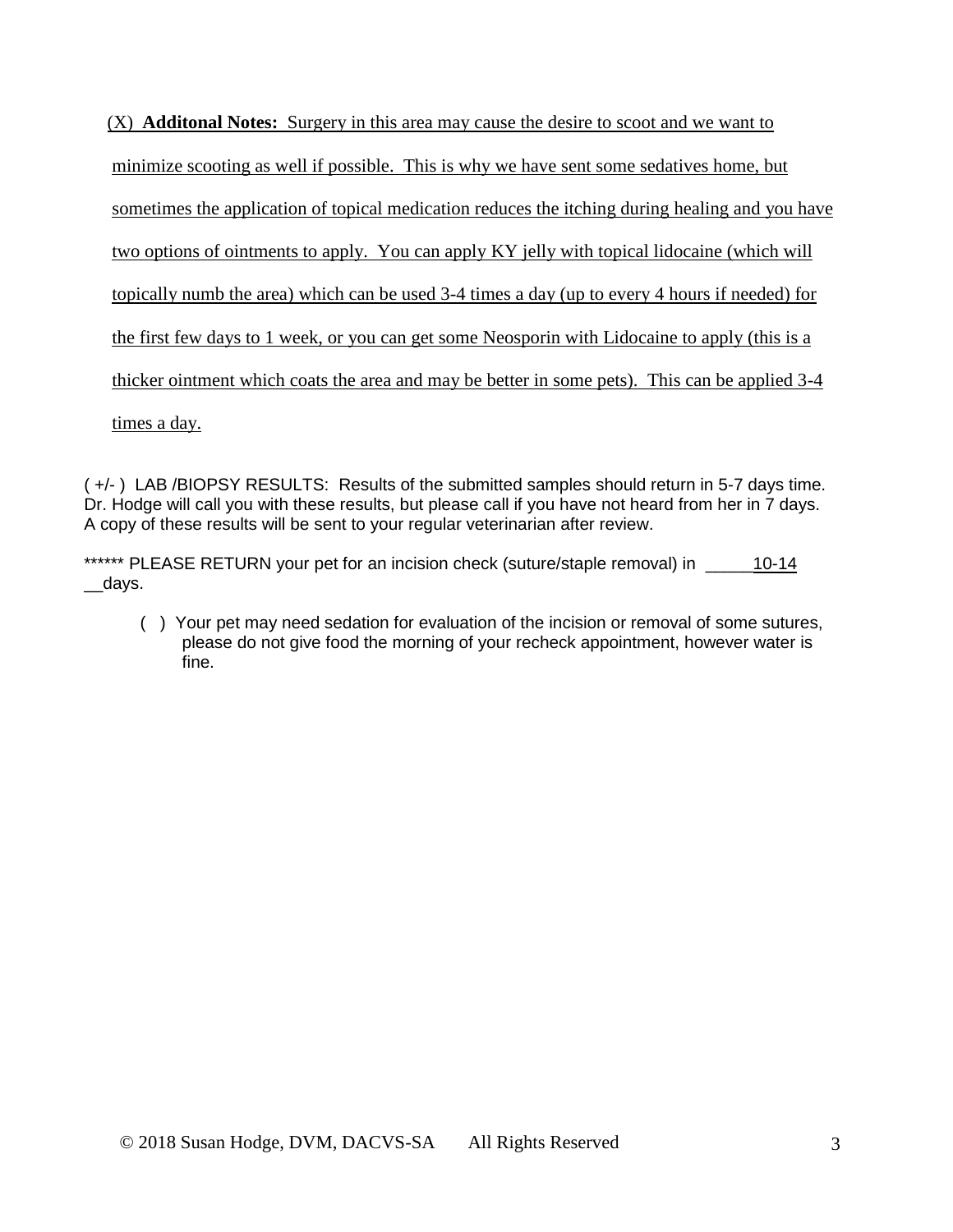(X) **Additonal Notes:** Surgery in this area may cause the desire to scoot and we want to minimize scooting as well if possible. This is why we have sent some sedatives home, but sometimes the application of topical medication reduces the itching during healing and you have two options of ointments to apply. You can apply KY jelly with topical lidocaine (which will topically numb the area) which can be used 3-4 times a day (up to every 4 hours if needed) for the first few days to 1 week, or you can get some Neosporin with Lidocaine to apply (this is a thicker ointment which coats the area and may be better in some pets). This can be applied 3-4 times a day.

( +/- ) LAB /BIOPSY RESULTS: Results of the submitted samples should return in 5-7 days time. Dr. Hodge will call you with these results, but please call if you have not heard from her in 7 days. A copy of these results will be sent to your regular veterinarian after review.

****** PLEASE RETURN your pet for an incision check (suture/staple removal) in _____10-14__days.

( ) Your pet may need sedation for evaluation of the incision or removal of some sutures, please do not give food the morning of your recheck appointment, however water is fine.

© 2018 Susan Hodge, DVM, DACVS-SA All Rights Reserved